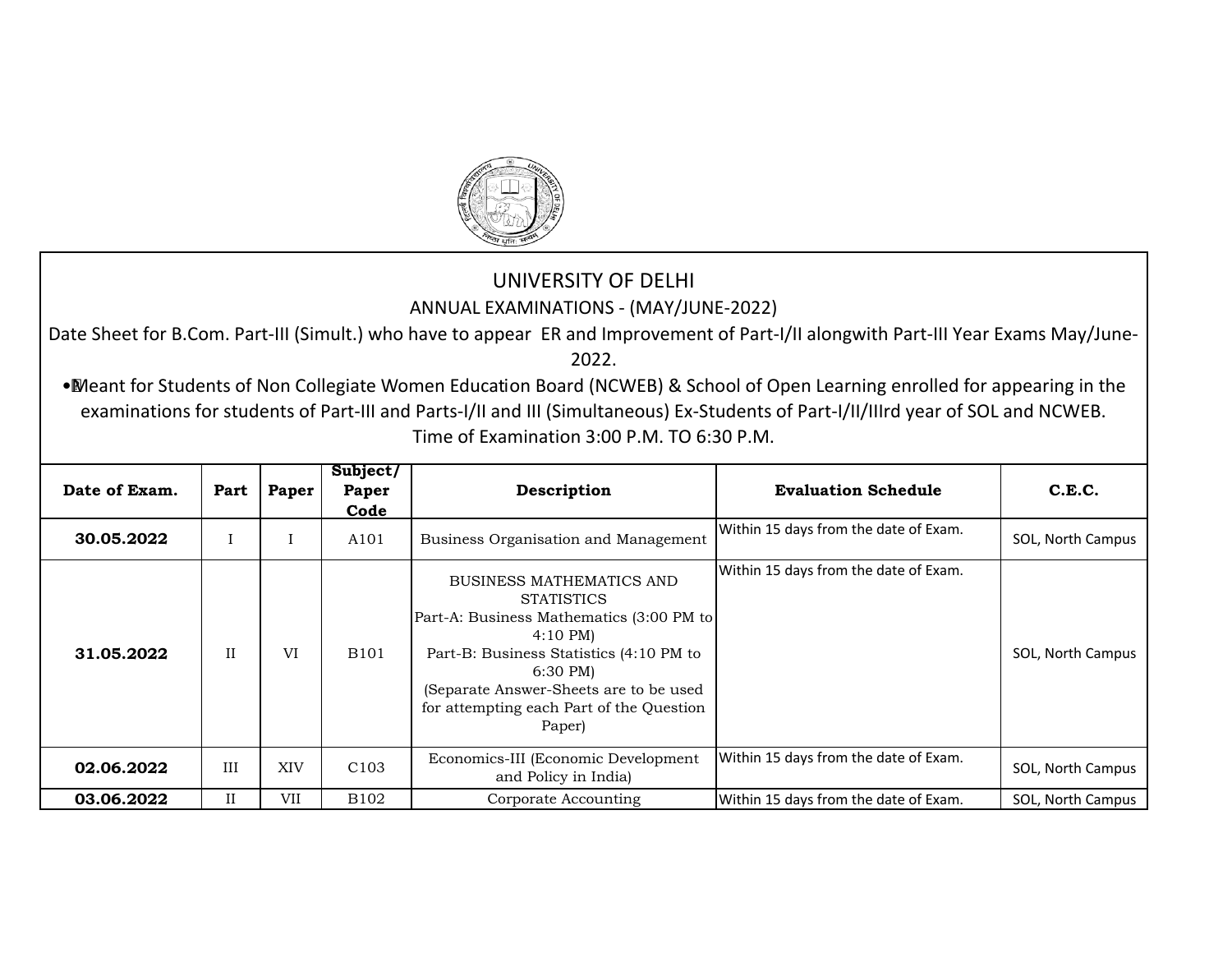# UNIVERSITY OF DELHI

## ANNUAL EXAMINATIONS - (MAY/JUNE-2022)

Date Sheet for B.Com. Part-III (Simult.) who have to appear ER and Improvement of Part-I/II alongwith Part-III Year Exams May/June-2022.

• Meant for Students of Non Collegiate Women Education Board (NCWEB) & School of Open Learning enrolled for appearing in the examinations for students of Part-III and Parts-I/II and III (Simultaneous) Ex-Students of Part-I/II/IIIrd year of SOL and NCWEB.

Time of Examination 3:00 P.M. TO 6:30 P.M.

| Date of Exam. | Part | Paper | Subject/ Paper Code | Description | Evaluation Schedule | C.E.C. |
|---|---|---|---|---|---|---|
| **30.05.2022** | I | I | A101 | Business Organisation and Management | Within 15 days from the date of Exam. | SOL, North Campus |
| **31.05.2022** | II | VI | B101 | BUSINESS MATHEMATICS AND STATISTICS<br>Part-A: Business Mathematics (3:00 PM to 4:10 PM)<br>Part-B: Business Statistics (4:10 PM to 6:30 PM)<br>(Separate Answer-Sheets are to be used for attempting each Part of the Question Paper) | Within 15 days from the date of Exam. | SOL, North Campus |
| **02.06.2022** | III | XIV | C103 | Economics-III (Economic Development and Policy in India) | Within 15 days from the date of Exam. | SOL, North Campus |
| **03.06.2022** | II | VII | B102 | Corporate Accounting | Within 15 days from the date of Exam. | SOL, North Campus |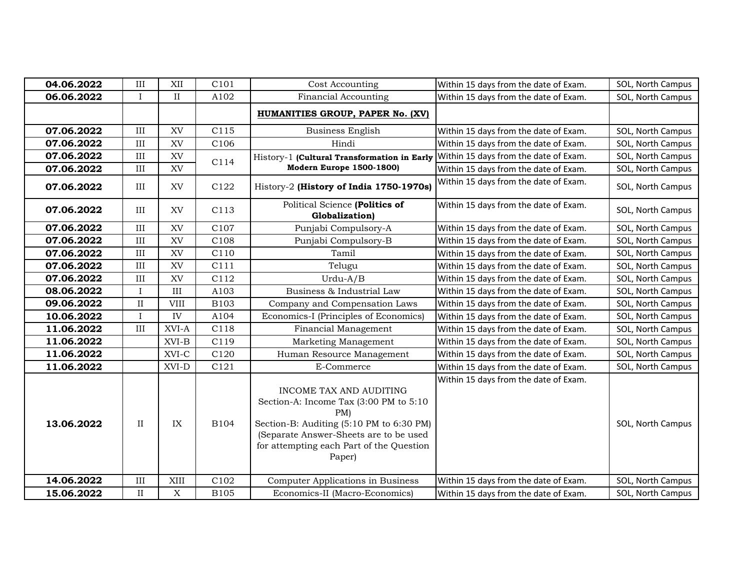| 04.06.2022 | III | XII | C101 | Cost Accounting | Within 15 days from the date of Exam. | SOL, North Campus |
|---|---|---|---|---|---|---|
| 06.06.2022 | I | II | A102 | Financial Accounting | Within 15 days from the date of Exam. | SOL, North Campus |
| | | | | **HUMANITIES GROUP, PAPER No. (XV)** | | |
| 07.06.2022 | III | XV | C115 | Business English | Within 15 days from the date of Exam. | SOL, North Campus |
| 07.06.2022 | III | XV | C106 | Hindi | Within 15 days from the date of Exam. | SOL, North Campus |
| 07.06.2022 | III | XV | C114 | History-1 **(Cultural Transformation in Early Modern Europe 1500-1800)** | Within 15 days from the date of Exam. | SOL, North Campus |
| 07.06.2022 | III | XV | | | Within 15 days from the date of Exam. | SOL, North Campus |
| 07.06.2022 | III | XV | C122 | History-2 **(History of India 1750-1970s)** | Within 15 days from the date of Exam. | SOL, North Campus |
| 07.06.2022 | III | XV | C113 | Political Science **(Politics of Globalization)** | Within 15 days from the date of Exam. | SOL, North Campus |
| 07.06.2022 | III | XV | C107 | Punjabi Compulsory-A | Within 15 days from the date of Exam. | SOL, North Campus |
| 07.06.2022 | III | XV | C108 | Punjabi Compulsory-B | Within 15 days from the date of Exam. | SOL, North Campus |
| 07.06.2022 | III | XV | C110 | Tamil | Within 15 days from the date of Exam. | SOL, North Campus |
| 07.06.2022 | III | XV | C111 | Telugu | Within 15 days from the date of Exam. | SOL, North Campus |
| 07.06.2022 | III | XV | C112 | Urdu-A/B | Within 15 days from the date of Exam. | SOL, North Campus |
| 08.06.2022 | I | III | A103 | Business & Industrial Law | Within 15 days from the date of Exam. | SOL, North Campus |
| 09.06.2022 | II | VIII | B103 | Company and Compensation Laws | Within 15 days from the date of Exam. | SOL, North Campus |
| 10.06.2022 | I | IV | A104 | Economics-I (Principles of Economics) | Within 15 days from the date of Exam. | SOL, North Campus |
| 11.06.2022 | III | XVI-A | C118 | Financial Management | Within 15 days from the date of Exam. | SOL, North Campus |
| 11.06.2022 | | XVI-B | C119 | Marketing Management | Within 15 days from the date of Exam. | SOL, North Campus |
| 11.06.2022 | | XVI-C | C120 | Human Resource Management | Within 15 days from the date of Exam. | SOL, North Campus |
| 11.06.2022 | | XVI-D | C121 | E-Commerce | Within 15 days from the date of Exam. | SOL, North Campus |
| 13.06.2022 | II | IX | B104 | INCOME TAX AND AUDITING<br>Section-A: Income Tax (3:00 PM to 5:10 PM)<br>Section-B: Auditing (5:10 PM to 6:30 PM)<br>(Separate Answer-Sheets are to be used for attempting each Part of the Question Paper) | Within 15 days from the date of Exam. | SOL, North Campus |
| 14.06.2022 | III | XIII | C102 | Computer Applications in Business | Within 15 days from the date of Exam. | SOL, North Campus |
| 15.06.2022 | II | X | B105 | Economics-II (Macro-Economics) | Within 15 days from the date of Exam. | SOL, North Campus |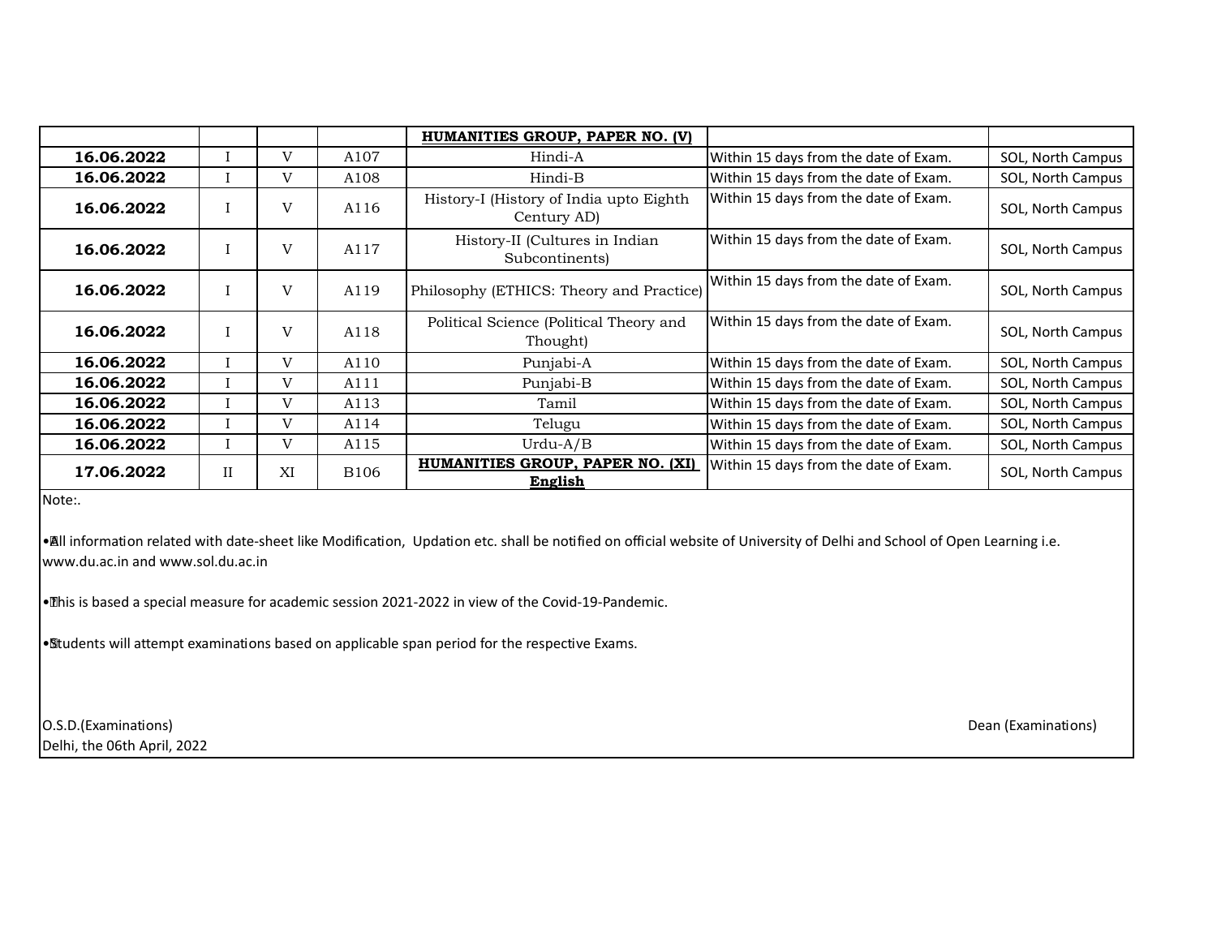| | | | | | | |
|---|---|---|---|---|---|---|
| | | | | **HUMANITIES GROUP, PAPER NO. (V)** | | |
| **16.06.2022** | I | V | A107 | Hindi-A | Within 15 days from the date of Exam. | SOL, North Campus |
| **16.06.2022** | I | V | A108 | Hindi-B | Within 15 days from the date of Exam. | SOL, North Campus |
| **16.06.2022** | I | V | A116 | History-I (History of India upto Eighth Century AD) | Within 15 days from the date of Exam. | SOL, North Campus |
| **16.06.2022** | I | V | A117 | History-II (Cultures in Indian Subcontinents) | Within 15 days from the date of Exam. | SOL, North Campus |
| **16.06.2022** | I | V | A119 | Philosophy (ETHICS: Theory and Practice) | Within 15 days from the date of Exam. | SOL, North Campus |
| **16.06.2022** | I | V | A118 | Political Science (Political Theory and Thought) | Within 15 days from the date of Exam. | SOL, North Campus |
| **16.06.2022** | I | V | A110 | Punjabi-A | Within 15 days from the date of Exam. | SOL, North Campus |
| **16.06.2022** | I | V | A111 | Punjabi-B | Within 15 days from the date of Exam. | SOL, North Campus |
| **16.06.2022** | I | V | A113 | Tamil | Within 15 days from the date of Exam. | SOL, North Campus |
| **16.06.2022** | I | V | A114 | Telugu | Within 15 days from the date of Exam. | SOL, North Campus |
| **16.06.2022** | I | V | A115 | Urdu-A/B | Within 15 days from the date of Exam. | SOL, North Campus |
| **17.06.2022** | II | XI | B106 | **HUMANITIES GROUP, PAPER NO. (XI) English** | Within 15 days from the date of Exam. | SOL, North Campus |

Note:.

- All information related with date-sheet like Modification, Updation etc. shall be notified on official website of University of Delhi and School of Open Learning i.e. www.du.ac.in and www.sol.du.ac.in

- This is based a special measure for academic session 2021-2022 in view of the Covid-19-Pandemic.

- Students will attempt examinations based on applicable span period for the respective Exams.

O.S.D.(Examinations)
Delhi, the 06th April, 2022

Dean (Examinations)